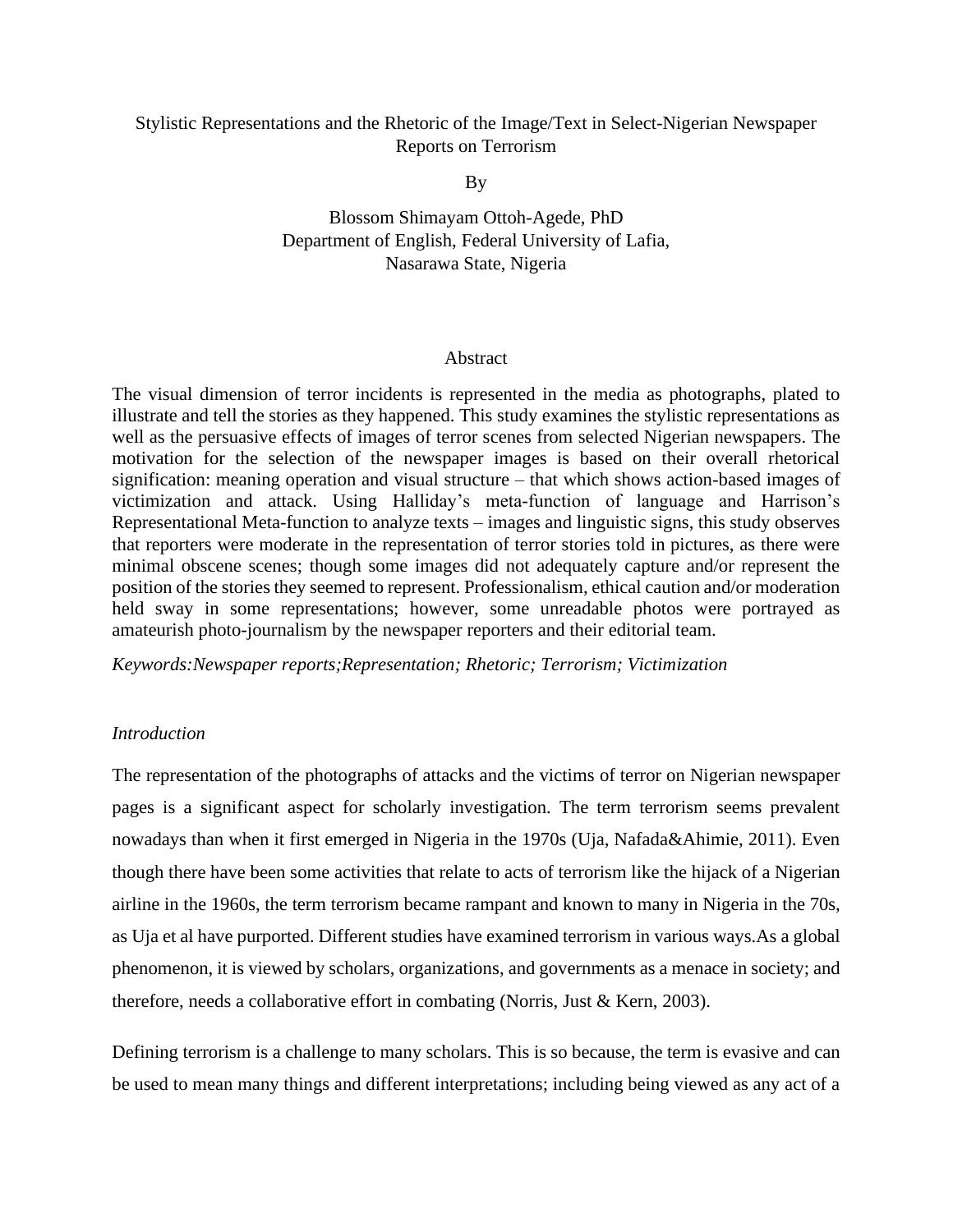# Stylistic Representations and the Rhetoric of the Image/Text in Select-Nigerian Newspaper Reports on Terrorism

By

Blossom Shimayam Ottoh-Agede, PhD
Department of English, Federal University of Lafia,
Nasarawa State, Nigeria

## Abstract

The visual dimension of terror incidents is represented in the media as photographs, plated to illustrate and tell the stories as they happened. This study examines the stylistic representations as well as the persuasive effects of images of terror scenes from selected Nigerian newspapers. The motivation for the selection of the newspaper images is based on their overall rhetorical signification: meaning operation and visual structure – that which shows action-based images of victimization and attack. Using Halliday's meta-function of language and Harrison's Representational Meta-function to analyze texts – images and linguistic signs, this study observes that reporters were moderate in the representation of terror stories told in pictures, as there were minimal obscene scenes; though some images did not adequately capture and/or represent the position of the stories they seemed to represent. Professionalism, ethical caution and/or moderation held sway in some representations; however, some unreadable photos were portrayed as amateurish photo-journalism by the newspaper reporters and their editorial team.

*Keywords:Newspaper reports;Representation; Rhetoric; Terrorism; Victimization*

## *Introduction*

The representation of the photographs of attacks and the victims of terror on Nigerian newspaper pages is a significant aspect for scholarly investigation. The term terrorism seems prevalent nowadays than when it first emerged in Nigeria in the 1970s (Uja, Nafada&Ahimie, 2011). Even though there have been some activities that relate to acts of terrorism like the hijack of a Nigerian airline in the 1960s, the term terrorism became rampant and known to many in Nigeria in the 70s, as Uja et al have purported. Different studies have examined terrorism in various ways.As a global phenomenon, it is viewed by scholars, organizations, and governments as a menace in society; and therefore, needs a collaborative effort in combating (Norris, Just & Kern, 2003).

Defining terrorism is a challenge to many scholars. This is so because, the term is evasive and can be used to mean many things and different interpretations; including being viewed as any act of a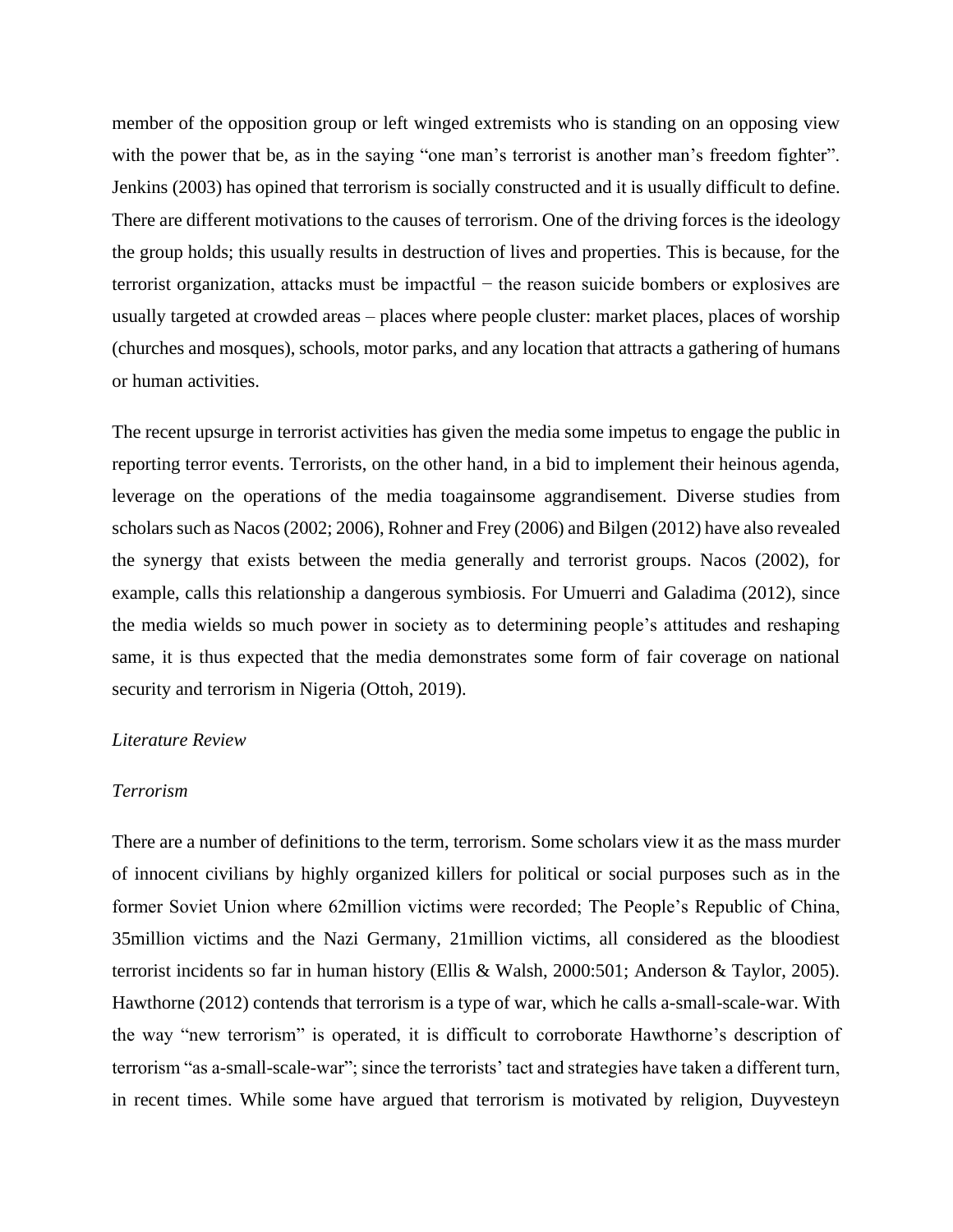member of the opposition group or left winged extremists who is standing on an opposing view with the power that be, as in the saying "one man's terrorist is another man's freedom fighter". Jenkins (2003) has opined that terrorism is socially constructed and it is usually difficult to define. There are different motivations to the causes of terrorism. One of the driving forces is the ideology the group holds; this usually results in destruction of lives and properties. This is because, for the terrorist organization, attacks must be impactful − the reason suicide bombers or explosives are usually targeted at crowded areas – places where people cluster: market places, places of worship (churches and mosques), schools, motor parks, and any location that attracts a gathering of humans or human activities.

The recent upsurge in terrorist activities has given the media some impetus to engage the public in reporting terror events. Terrorists, on the other hand, in a bid to implement their heinous agenda, leverage on the operations of the media toagainsome aggrandisement. Diverse studies from scholars such as Nacos (2002; 2006), Rohner and Frey (2006) and Bilgen (2012) have also revealed the synergy that exists between the media generally and terrorist groups. Nacos (2002), for example, calls this relationship a dangerous symbiosis. For Umuerri and Galadima (2012), since the media wields so much power in society as to determining people's attitudes and reshaping same, it is thus expected that the media demonstrates some form of fair coverage on national security and terrorism in Nigeria (Ottoh, 2019).

*Literature Review*

*Terrorism*

There are a number of definitions to the term, terrorism. Some scholars view it as the mass murder of innocent civilians by highly organized killers for political or social purposes such as in the former Soviet Union where 62million victims were recorded; The People's Republic of China, 35million victims and the Nazi Germany, 21million victims, all considered as the bloodiest terrorist incidents so far in human history (Ellis & Walsh, 2000:501; Anderson & Taylor, 2005). Hawthorne (2012) contends that terrorism is a type of war, which he calls a-small-scale-war. With the way "new terrorism" is operated, it is difficult to corroborate Hawthorne's description of terrorism "as a-small-scale-war"; since the terrorists' tact and strategies have taken a different turn, in recent times. While some have argued that terrorism is motivated by religion, Duyvesteyn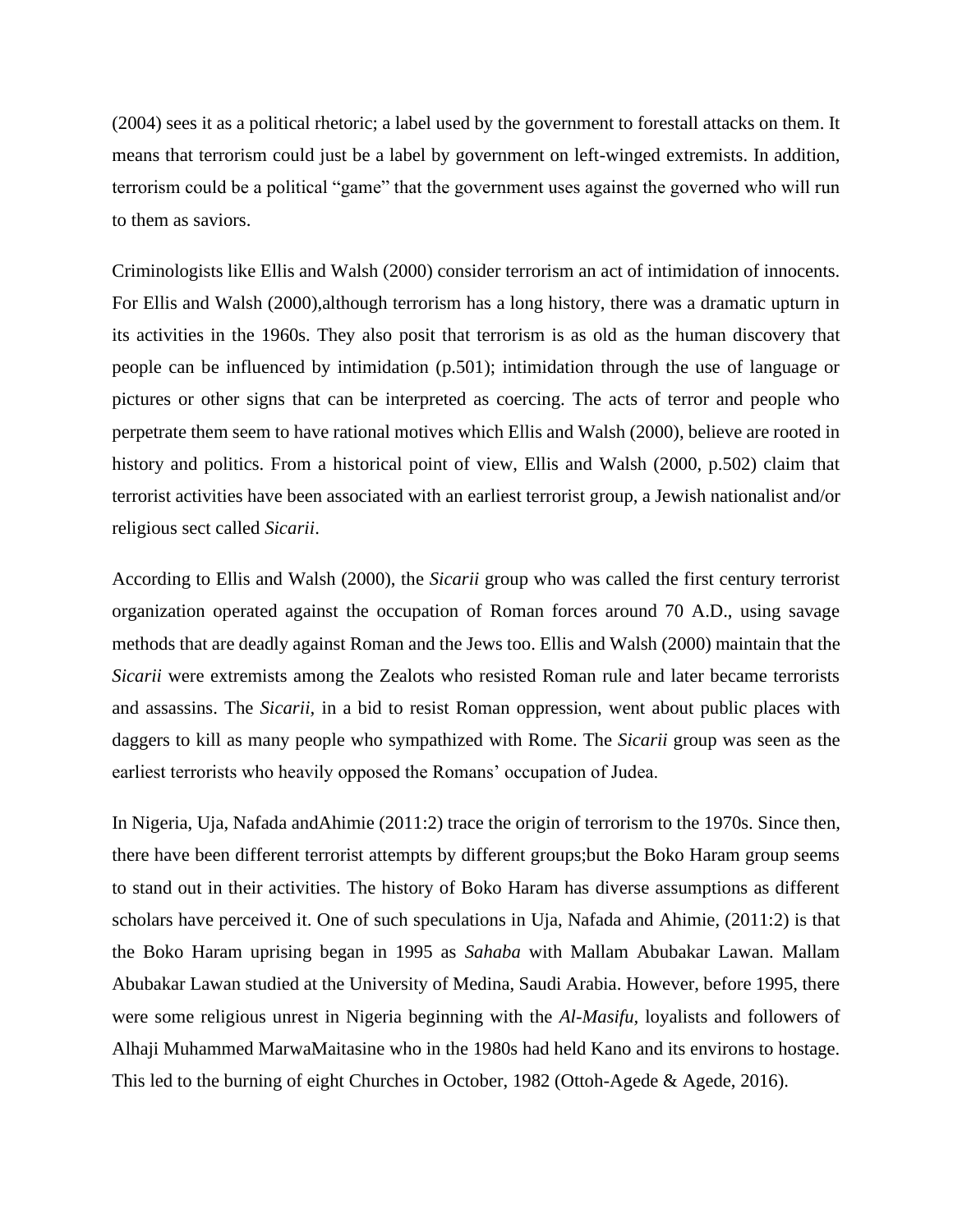(2004) sees it as a political rhetoric; a label used by the government to forestall attacks on them. It means that terrorism could just be a label by government on left-winged extremists. In addition, terrorism could be a political "game" that the government uses against the governed who will run to them as saviors.

Criminologists like Ellis and Walsh (2000) consider terrorism an act of intimidation of innocents. For Ellis and Walsh (2000),although terrorism has a long history, there was a dramatic upturn in its activities in the 1960s. They also posit that terrorism is as old as the human discovery that people can be influenced by intimidation (p.501); intimidation through the use of language or pictures or other signs that can be interpreted as coercing. The acts of terror and people who perpetrate them seem to have rational motives which Ellis and Walsh (2000), believe are rooted in history and politics. From a historical point of view, Ellis and Walsh (2000, p.502) claim that terrorist activities have been associated with an earliest terrorist group, a Jewish nationalist and/or religious sect called *Sicarii*.

According to Ellis and Walsh (2000), the *Sicarii* group who was called the first century terrorist organization operated against the occupation of Roman forces around 70 A.D., using savage methods that are deadly against Roman and the Jews too. Ellis and Walsh (2000) maintain that the *Sicarii* were extremists among the Zealots who resisted Roman rule and later became terrorists and assassins. The *Sicarii,* in a bid to resist Roman oppression, went about public places with daggers to kill as many people who sympathized with Rome. The *Sicarii* group was seen as the earliest terrorists who heavily opposed the Romans' occupation of Judea.

In Nigeria, Uja, Nafada andAhimie (2011:2) trace the origin of terrorism to the 1970s. Since then, there have been different terrorist attempts by different groups;but the Boko Haram group seems to stand out in their activities. The history of Boko Haram has diverse assumptions as different scholars have perceived it. One of such speculations in Uja, Nafada and Ahimie, (2011:2) is that the Boko Haram uprising began in 1995 as *Sahaba* with Mallam Abubakar Lawan. Mallam Abubakar Lawan studied at the University of Medina, Saudi Arabia. However, before 1995, there were some religious unrest in Nigeria beginning with the *Al-Masifu*, loyalists and followers of Alhaji Muhammed MarwaMaitasine who in the 1980s had held Kano and its environs to hostage. This led to the burning of eight Churches in October, 1982 (Ottoh-Agede & Agede, 2016).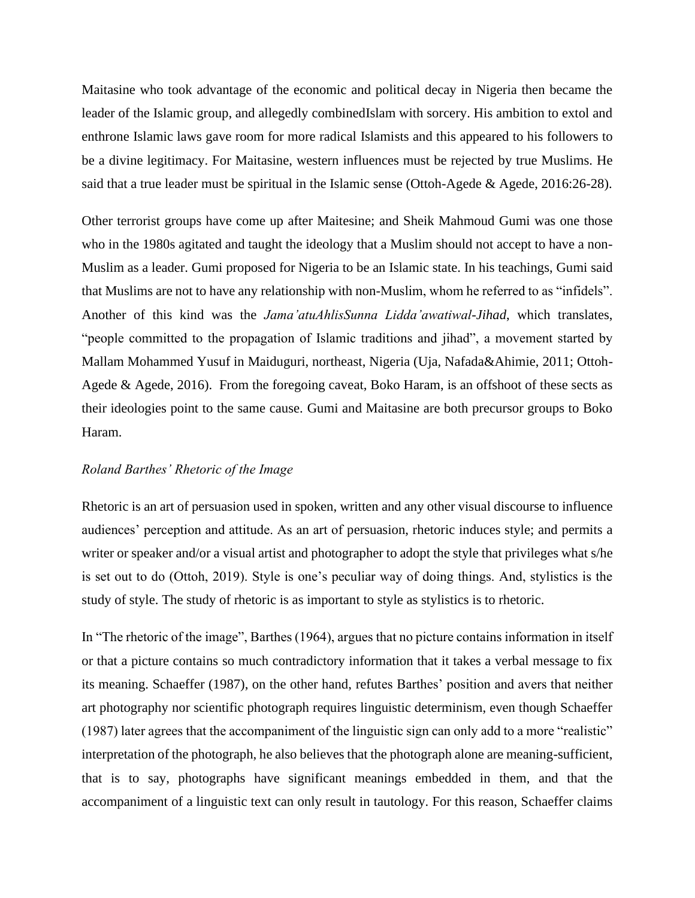Maitasine who took advantage of the economic and political decay in Nigeria then became the leader of the Islamic group, and allegedly combinedIslam with sorcery. His ambition to extol and enthrone Islamic laws gave room for more radical Islamists and this appeared to his followers to be a divine legitimacy. For Maitasine, western influences must be rejected by true Muslims. He said that a true leader must be spiritual in the Islamic sense (Ottoh-Agede & Agede, 2016:26-28).

Other terrorist groups have come up after Maitesine; and Sheik Mahmoud Gumi was one those who in the 1980s agitated and taught the ideology that a Muslim should not accept to have a non-Muslim as a leader. Gumi proposed for Nigeria to be an Islamic state. In his teachings, Gumi said that Muslims are not to have any relationship with non-Muslim, whom he referred to as "infidels". Another of this kind was the *Jama'atuAhlisSunna Lidda'awatiwal-Jihad*, which translates, "people committed to the propagation of Islamic traditions and jihad", a movement started by Mallam Mohammed Yusuf in Maiduguri, northeast, Nigeria (Uja, Nafada&Ahimie, 2011; Ottoh-Agede & Agede, 2016). From the foregoing caveat, Boko Haram, is an offshoot of these sects as their ideologies point to the same cause. Gumi and Maitasine are both precursor groups to Boko Haram.

*Roland Barthes' Rhetoric of the Image*

Rhetoric is an art of persuasion used in spoken, written and any other visual discourse to influence audiences' perception and attitude. As an art of persuasion, rhetoric induces style; and permits a writer or speaker and/or a visual artist and photographer to adopt the style that privileges what s/he is set out to do (Ottoh, 2019). Style is one's peculiar way of doing things. And, stylistics is the study of style. The study of rhetoric is as important to style as stylistics is to rhetoric.

In "The rhetoric of the image", Barthes (1964), argues that no picture contains information in itself or that a picture contains so much contradictory information that it takes a verbal message to fix its meaning. Schaeffer (1987), on the other hand, refutes Barthes' position and avers that neither art photography nor scientific photograph requires linguistic determinism, even though Schaeffer (1987) later agrees that the accompaniment of the linguistic sign can only add to a more "realistic" interpretation of the photograph, he also believes that the photograph alone are meaning-sufficient, that is to say, photographs have significant meanings embedded in them, and that the accompaniment of a linguistic text can only result in tautology. For this reason, Schaeffer claims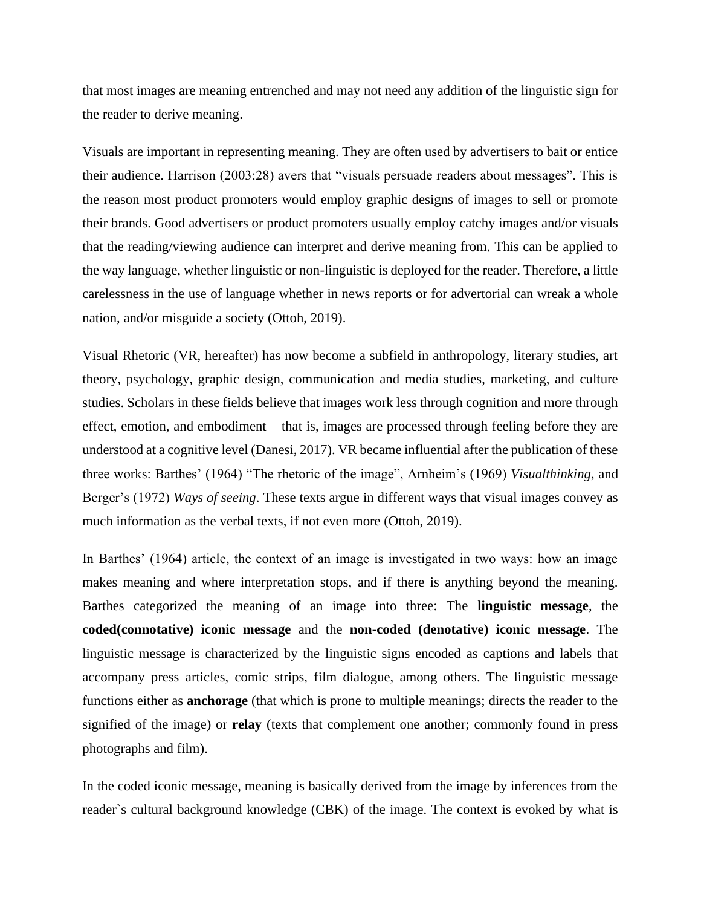that most images are meaning entrenched and may not need any addition of the linguistic sign for the reader to derive meaning.

Visuals are important in representing meaning. They are often used by advertisers to bait or entice their audience. Harrison (2003:28) avers that "visuals persuade readers about messages". This is the reason most product promoters would employ graphic designs of images to sell or promote their brands. Good advertisers or product promoters usually employ catchy images and/or visuals that the reading/viewing audience can interpret and derive meaning from. This can be applied to the way language, whether linguistic or non-linguistic is deployed for the reader. Therefore, a little carelessness in the use of language whether in news reports or for advertorial can wreak a whole nation, and/or misguide a society (Ottoh, 2019).

Visual Rhetoric (VR, hereafter) has now become a subfield in anthropology, literary studies, art theory, psychology, graphic design, communication and media studies, marketing, and culture studies. Scholars in these fields believe that images work less through cognition and more through effect, emotion, and embodiment – that is, images are processed through feeling before they are understood at a cognitive level (Danesi, 2017). VR became influential after the publication of these three works: Barthes' (1964) "The rhetoric of the image", Arnheim's (1969) *Visualthinking*, and Berger's (1972) *Ways of seeing*. These texts argue in different ways that visual images convey as much information as the verbal texts, if not even more (Ottoh, 2019).

In Barthes' (1964) article, the context of an image is investigated in two ways: how an image makes meaning and where interpretation stops, and if there is anything beyond the meaning. Barthes categorized the meaning of an image into three: The **linguistic message**, the **coded(connotative) iconic message** and the **non-coded (denotative) iconic message**. The linguistic message is characterized by the linguistic signs encoded as captions and labels that accompany press articles, comic strips, film dialogue, among others. The linguistic message functions either as **anchorage** (that which is prone to multiple meanings; directs the reader to the signified of the image) or **relay** (texts that complement one another; commonly found in press photographs and film).

In the coded iconic message, meaning is basically derived from the image by inferences from the reader`s cultural background knowledge (CBK) of the image. The context is evoked by what is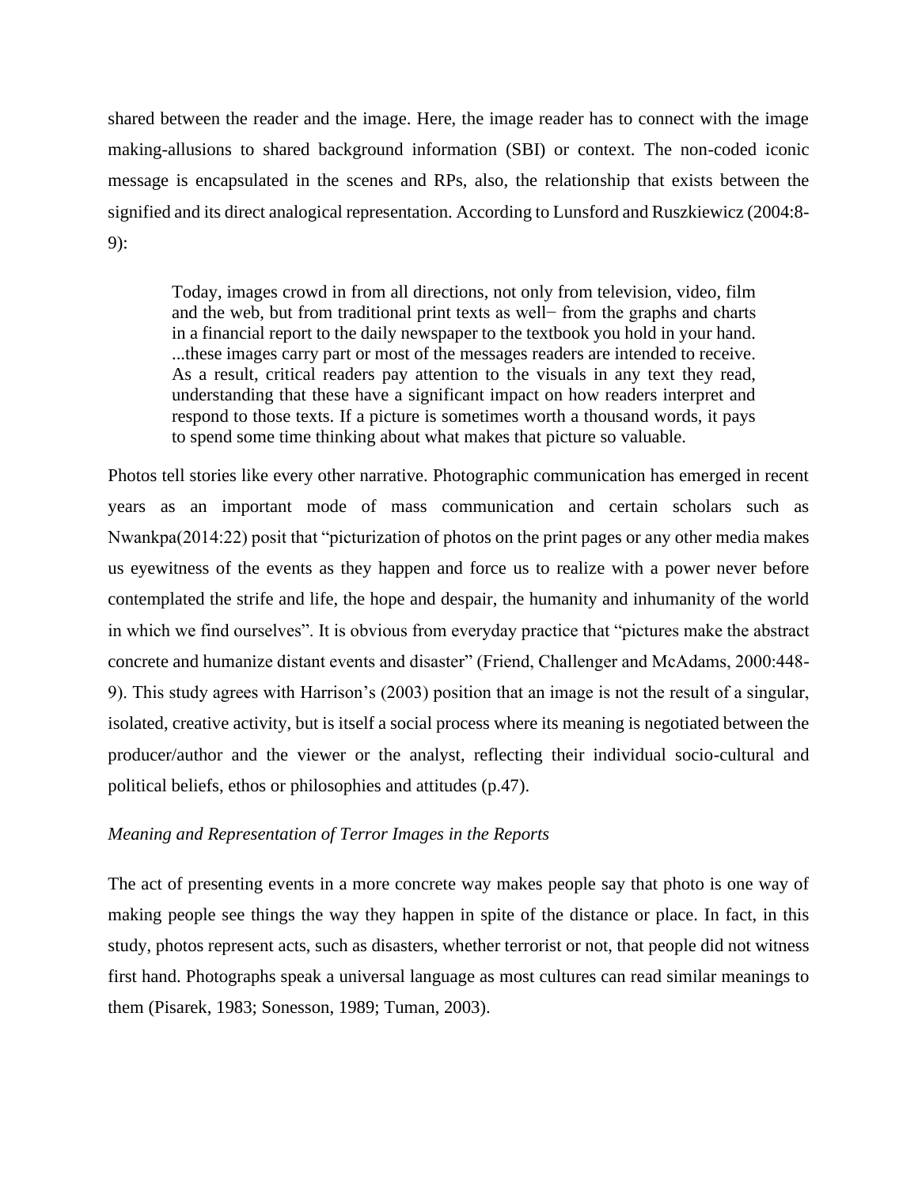shared between the reader and the image. Here, the image reader has to connect with the image making-allusions to shared background information (SBI) or context. The non-coded iconic message is encapsulated in the scenes and RPs, also, the relationship that exists between the signified and its direct analogical representation. According to Lunsford and Ruszkiewicz (2004:8-9):

> Today, images crowd in from all directions, not only from television, video, film and the web, but from traditional print texts as well− from the graphs and charts in a financial report to the daily newspaper to the textbook you hold in your hand. ...these images carry part or most of the messages readers are intended to receive. As a result, critical readers pay attention to the visuals in any text they read, understanding that these have a significant impact on how readers interpret and respond to those texts. If a picture is sometimes worth a thousand words, it pays to spend some time thinking about what makes that picture so valuable.

Photos tell stories like every other narrative. Photographic communication has emerged in recent years as an important mode of mass communication and certain scholars such as Nwankpa(2014:22) posit that "picturization of photos on the print pages or any other media makes us eyewitness of the events as they happen and force us to realize with a power never before contemplated the strife and life, the hope and despair, the humanity and inhumanity of the world in which we find ourselves". It is obvious from everyday practice that "pictures make the abstract concrete and humanize distant events and disaster" (Friend, Challenger and McAdams, 2000:448-9). This study agrees with Harrison's (2003) position that an image is not the result of a singular, isolated, creative activity, but is itself a social process where its meaning is negotiated between the producer/author and the viewer or the analyst, reflecting their individual socio-cultural and political beliefs, ethos or philosophies and attitudes (p.47).

*Meaning and Representation of Terror Images in the Reports*

The act of presenting events in a more concrete way makes people say that photo is one way of making people see things the way they happen in spite of the distance or place. In fact, in this study, photos represent acts, such as disasters, whether terrorist or not, that people did not witness first hand. Photographs speak a universal language as most cultures can read similar meanings to them (Pisarek, 1983; Sonesson, 1989; Tuman, 2003).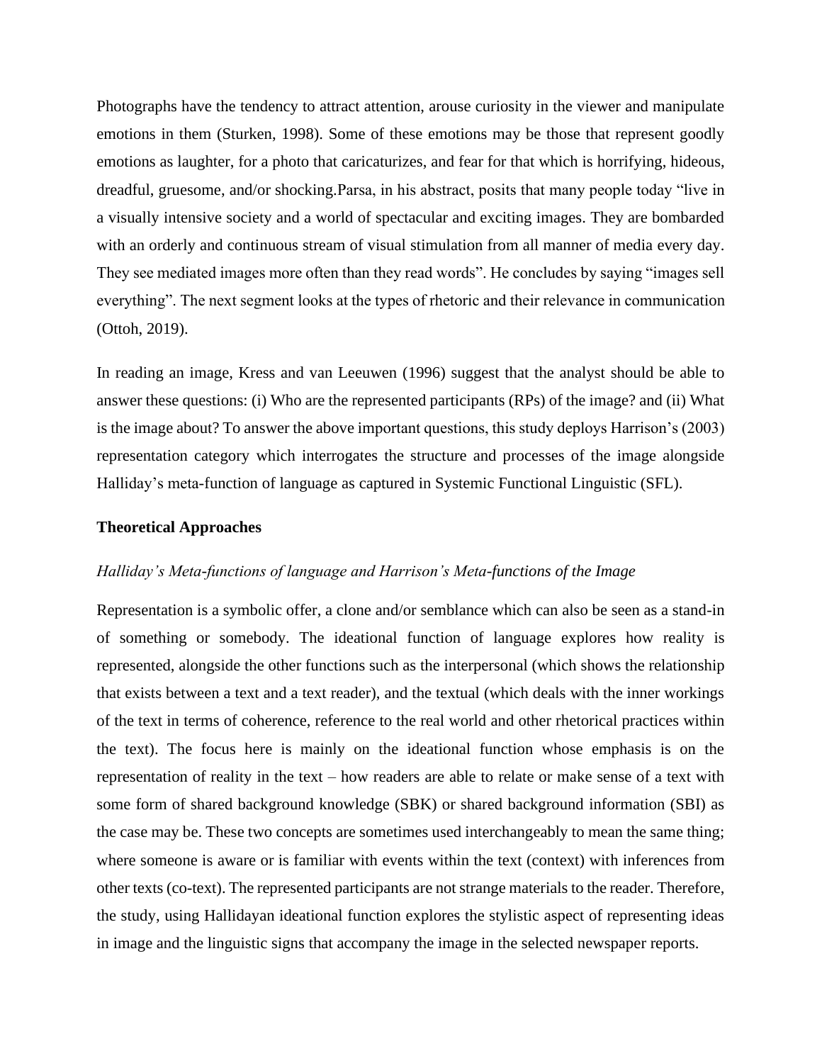Photographs have the tendency to attract attention, arouse curiosity in the viewer and manipulate emotions in them (Sturken, 1998). Some of these emotions may be those that represent goodly emotions as laughter, for a photo that caricaturizes, and fear for that which is horrifying, hideous, dreadful, gruesome, and/or shocking.Parsa, in his abstract, posits that many people today "live in a visually intensive society and a world of spectacular and exciting images. They are bombarded with an orderly and continuous stream of visual stimulation from all manner of media every day. They see mediated images more often than they read words". He concludes by saying "images sell everything". The next segment looks at the types of rhetoric and their relevance in communication (Ottoh, 2019).

In reading an image, Kress and van Leeuwen (1996) suggest that the analyst should be able to answer these questions: (i) Who are the represented participants (RPs) of the image? and (ii) What is the image about? To answer the above important questions, this study deploys Harrison's (2003) representation category which interrogates the structure and processes of the image alongside Halliday's meta-function of language as captured in Systemic Functional Linguistic (SFL).

## Theoretical Approaches

*Halliday's Meta-functions of language and Harrison's Meta-functions of the Image*

Representation is a symbolic offer, a clone and/or semblance which can also be seen as a stand-in of something or somebody. The ideational function of language explores how reality is represented, alongside the other functions such as the interpersonal (which shows the relationship that exists between a text and a text reader), and the textual (which deals with the inner workings of the text in terms of coherence, reference to the real world and other rhetorical practices within the text). The focus here is mainly on the ideational function whose emphasis is on the representation of reality in the text – how readers are able to relate or make sense of a text with some form of shared background knowledge (SBK) or shared background information (SBI) as the case may be. These two concepts are sometimes used interchangeably to mean the same thing; where someone is aware or is familiar with events within the text (context) with inferences from other texts (co-text). The represented participants are not strange materials to the reader. Therefore, the study, using Hallidayan ideational function explores the stylistic aspect of representing ideas in image and the linguistic signs that accompany the image in the selected newspaper reports.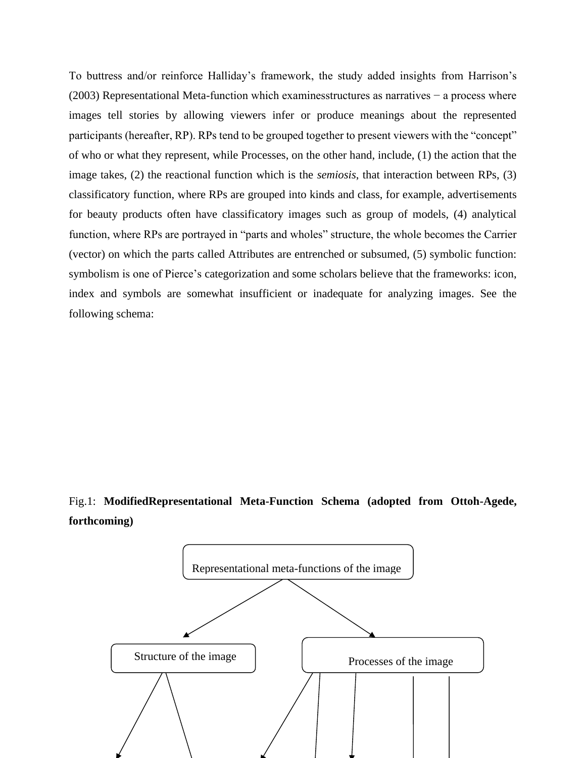To buttress and/or reinforce Halliday's framework, the study added insights from Harrison's (2003) Representational Meta-function which examinesstructures as narratives − a process where images tell stories by allowing viewers infer or produce meanings about the represented participants (hereafter, RP). RPs tend to be grouped together to present viewers with the "concept" of who or what they represent, while Processes, on the other hand, include, (1) the action that the image takes, (2) the reactional function which is the *semiosis*, that interaction between RPs, (3) classificatory function, where RPs are grouped into kinds and class, for example, advertisements for beauty products often have classificatory images such as group of models, (4) analytical function, where RPs are portrayed in "parts and wholes" structure, the whole becomes the Carrier (vector) on which the parts called Attributes are entrenched or subsumed, (5) symbolic function: symbolism is one of Pierce's categorization and some scholars believe that the frameworks: icon, index and symbols are somewhat insufficient or inadequate for analyzing images. See the following schema:

Fig.1: **ModifiedRepresentational Meta-Function Schema (adopted from Ottoh-Agede, forthcoming)**

Representational meta-functions of the image

Structure of the image

Processes of the image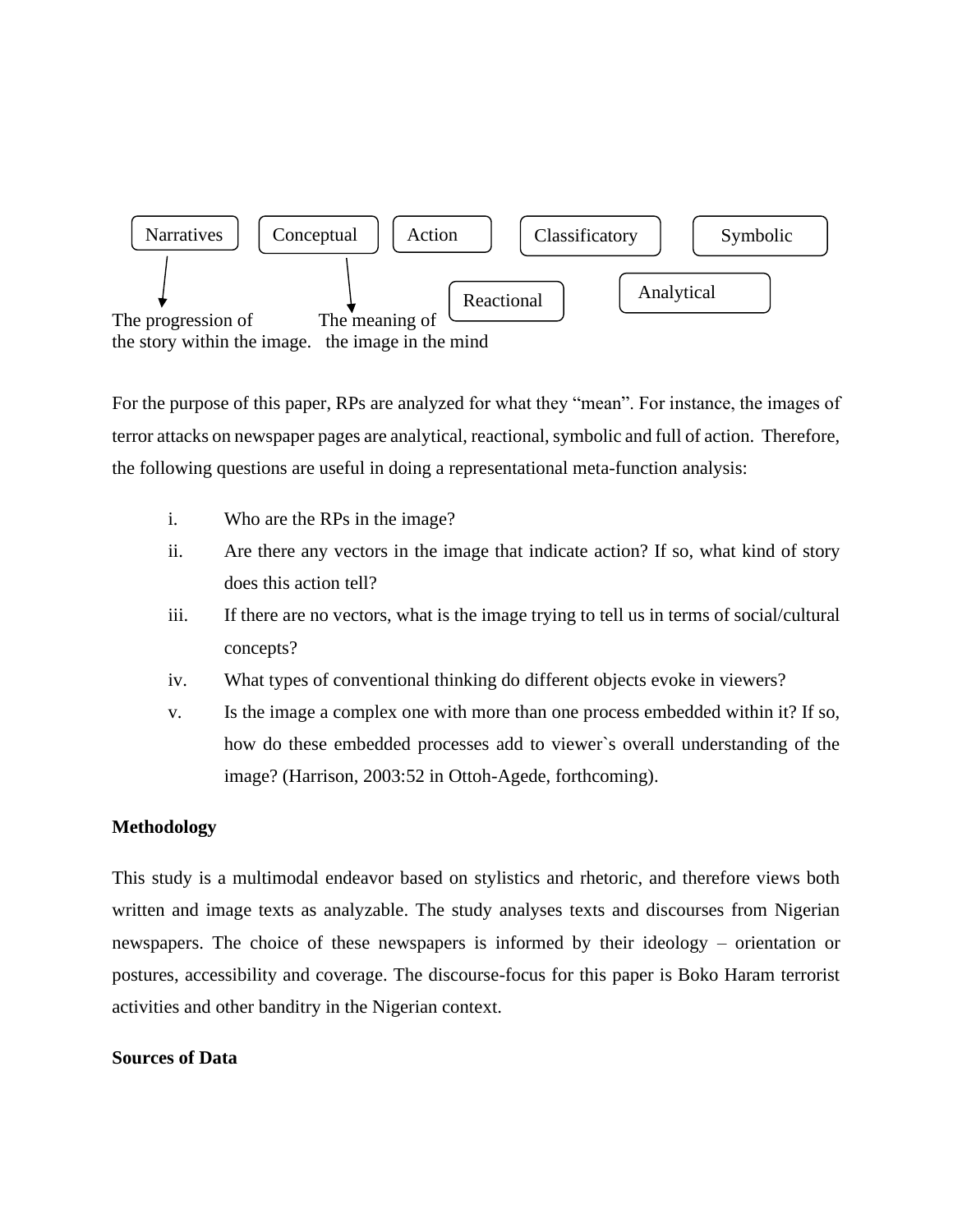Narratives | Conceptual | Action | Classificatory | Symbolic | Reactional | Analytical

Narratives → The progression of the story within the image.

Conceptual → The meaning of the image in the mind

For the purpose of this paper, RPs are analyzed for what they "mean". For instance, the images of terror attacks on newspaper pages are analytical, reactional, symbolic and full of action. Therefore, the following questions are useful in doing a representational meta-function analysis:

i. Who are the RPs in the image?
ii. Are there any vectors in the image that indicate action? If so, what kind of story does this action tell?
iii. If there are no vectors, what is the image trying to tell us in terms of social/cultural concepts?
iv. What types of conventional thinking do different objects evoke in viewers?
v. Is the image a complex one with more than one process embedded within it? If so, how do these embedded processes add to viewer`s overall understanding of the image? (Harrison, 2003:52 in Ottoh-Agede, forthcoming).

**Methodology**

This study is a multimodal endeavor based on stylistics and rhetoric, and therefore views both written and image texts as analyzable. The study analyses texts and discourses from Nigerian newspapers. The choice of these newspapers is informed by their ideology – orientation or postures, accessibility and coverage. The discourse-focus for this paper is Boko Haram terrorist activities and other banditry in the Nigerian context.

**Sources of Data**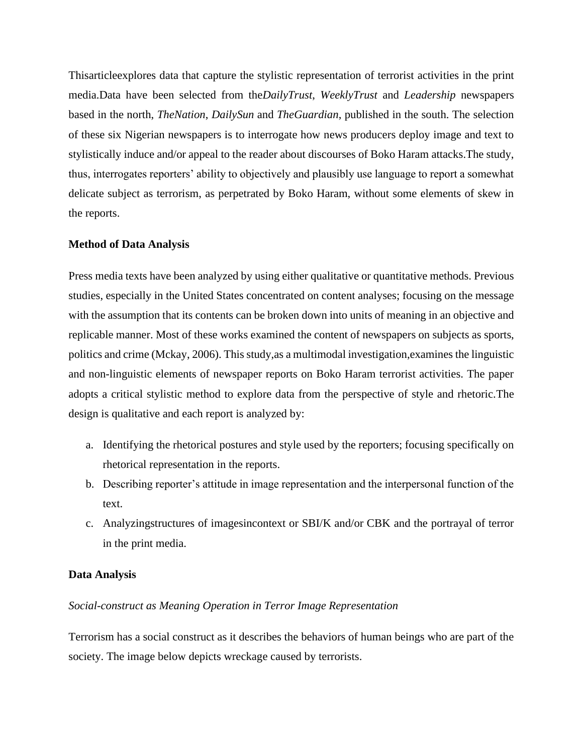Thisarticleexplores data that capture the stylistic representation of terrorist activities in the print media.Data have been selected from the*DailyTrust*, *WeeklyTrust* and *Leadership* newspapers based in the north, *TheNation*, *DailySun* and *TheGuardian*, published in the south. The selection of these six Nigerian newspapers is to interrogate how news producers deploy image and text to stylistically induce and/or appeal to the reader about discourses of Boko Haram attacks.The study, thus, interrogates reporters' ability to objectively and plausibly use language to report a somewhat delicate subject as terrorism, as perpetrated by Boko Haram, without some elements of skew in the reports.

**Method of Data Analysis**

Press media texts have been analyzed by using either qualitative or quantitative methods. Previous studies, especially in the United States concentrated on content analyses; focusing on the message with the assumption that its contents can be broken down into units of meaning in an objective and replicable manner. Most of these works examined the content of newspapers on subjects as sports, politics and crime (Mckay, 2006). This study,as a multimodal investigation,examines the linguistic and non-linguistic elements of newspaper reports on Boko Haram terrorist activities. The paper adopts a critical stylistic method to explore data from the perspective of style and rhetoric.The design is qualitative and each report is analyzed by:

a. Identifying the rhetorical postures and style used by the reporters; focusing specifically on rhetorical representation in the reports.
b. Describing reporter's attitude in image representation and the interpersonal function of the text.
c. Analyzingstructures of imagesincontext or SBI/K and/or CBK and the portrayal of terror in the print media.

**Data Analysis**

*Social-construct as Meaning Operation in Terror Image Representation*

Terrorism has a social construct as it describes the behaviors of human beings who are part of the society. The image below depicts wreckage caused by terrorists.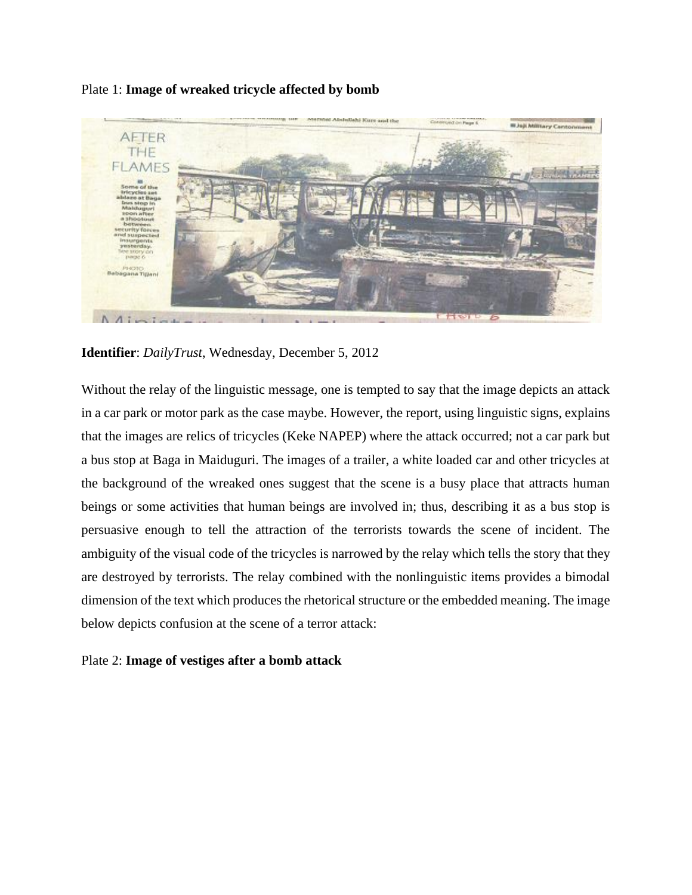Plate 1: **Image of wreaked tricycle affected by bomb**

**Identifier**: *DailyTrust*, Wednesday, December 5, 2012

Without the relay of the linguistic message, one is tempted to say that the image depicts an attack in a car park or motor park as the case maybe. However, the report, using linguistic signs, explains that the images are relics of tricycles (Keke NAPEP) where the attack occurred; not a car park but a bus stop at Baga in Maiduguri. The images of a trailer, a white loaded car and other tricycles at the background of the wreaked ones suggest that the scene is a busy place that attracts human beings or some activities that human beings are involved in; thus, describing it as a bus stop is persuasive enough to tell the attraction of the terrorists towards the scene of incident. The ambiguity of the visual code of the tricycles is narrowed by the relay which tells the story that they are destroyed by terrorists. The relay combined with the nonlinguistic items provides a bimodal dimension of the text which produces the rhetorical structure or the embedded meaning. The image below depicts confusion at the scene of a terror attack:

Plate 2: **Image of vestiges after a bomb attack**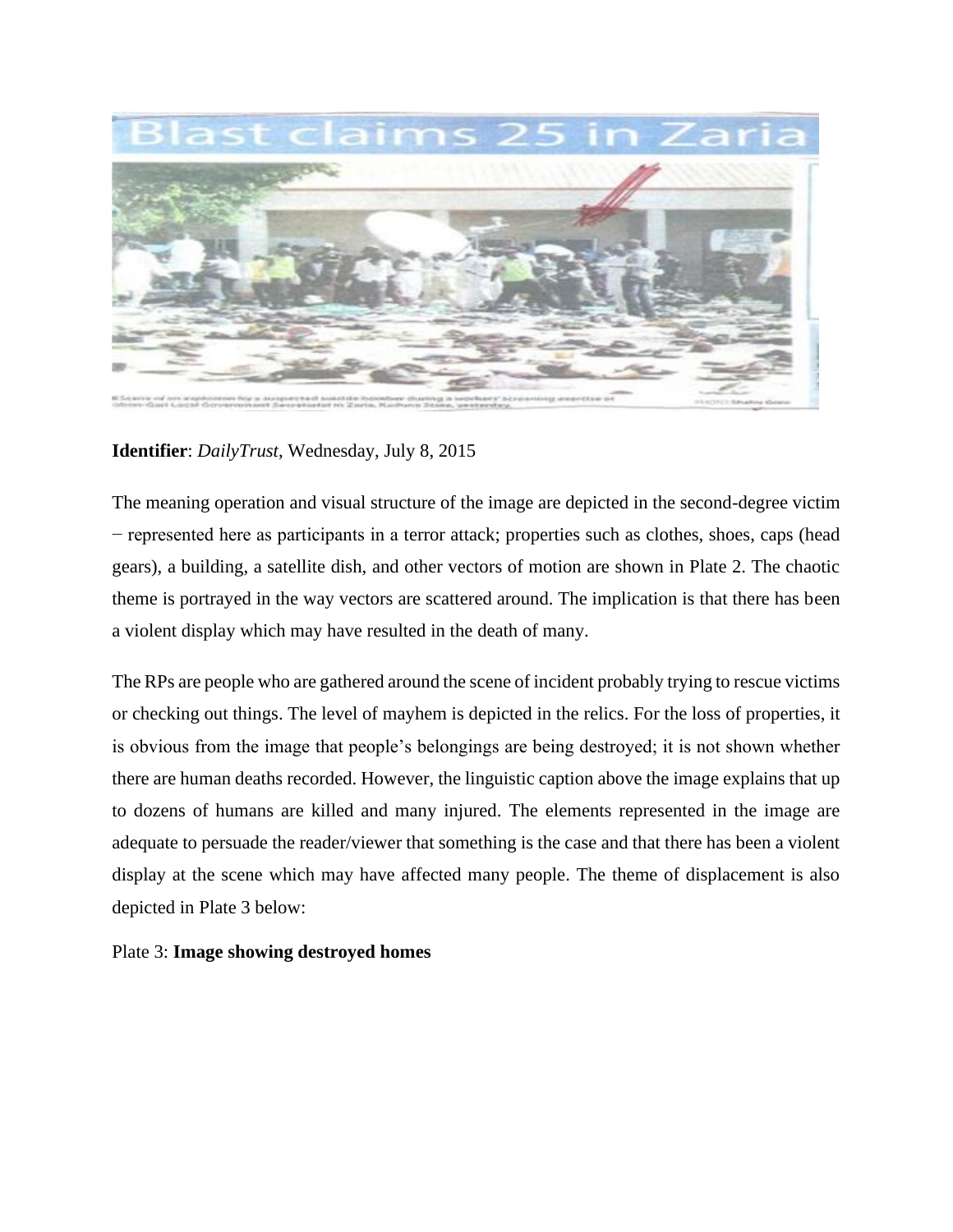**Identifier**: *DailyTrust*, Wednesday, July 8, 2015

The meaning operation and visual structure of the image are depicted in the second-degree victim − represented here as participants in a terror attack; properties such as clothes, shoes, caps (head gears), a building, a satellite dish, and other vectors of motion are shown in Plate 2. The chaotic theme is portrayed in the way vectors are scattered around. The implication is that there has been a violent display which may have resulted in the death of many.

The RPs are people who are gathered around the scene of incident probably trying to rescue victims or checking out things. The level of mayhem is depicted in the relics. For the loss of properties, it is obvious from the image that people's belongings are being destroyed; it is not shown whether there are human deaths recorded. However, the linguistic caption above the image explains that up to dozens of humans are killed and many injured. The elements represented in the image are adequate to persuade the reader/viewer that something is the case and that there has been a violent display at the scene which may have affected many people. The theme of displacement is also depicted in Plate 3 below:

Plate 3: **Image showing destroyed homes**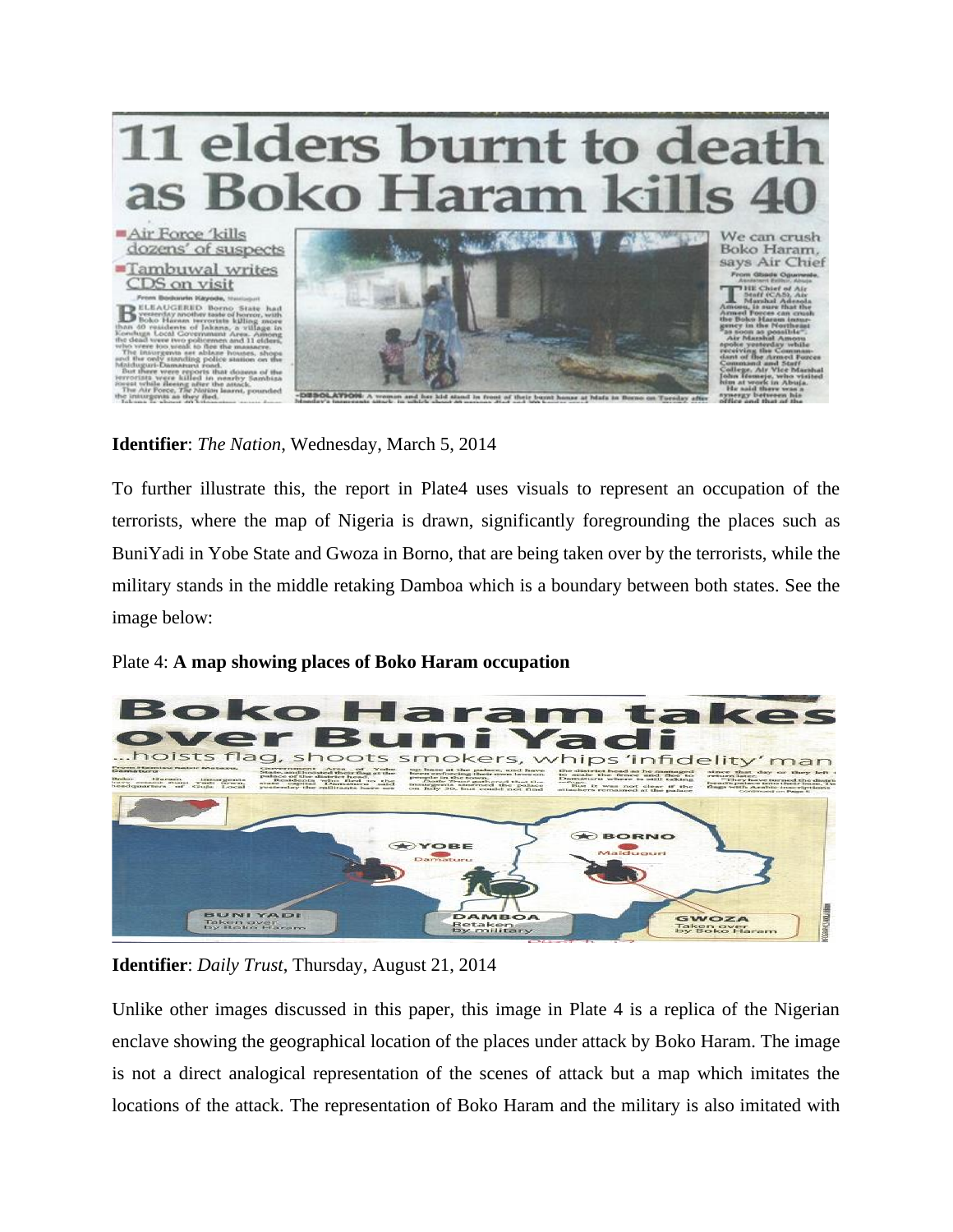**Identifier**: *The Nation*, Wednesday, March 5, 2014

To further illustrate this, the report in Plate4 uses visuals to represent an occupation of the terrorists, where the map of Nigeria is drawn, significantly foregrounding the places such as BuniYadi in Yobe State and Gwoza in Borno, that are being taken over by the terrorists, while the military stands in the middle retaking Damboa which is a boundary between both states. See the image below:

Plate 4: **A map showing places of Boko Haram occupation**

**Identifier**: *Daily Trust*, Thursday, August 21, 2014

Unlike other images discussed in this paper, this image in Plate 4 is a replica of the Nigerian enclave showing the geographical location of the places under attack by Boko Haram. The image is not a direct analogical representation of the scenes of attack but a map which imitates the locations of the attack. The representation of Boko Haram and the military is also imitated with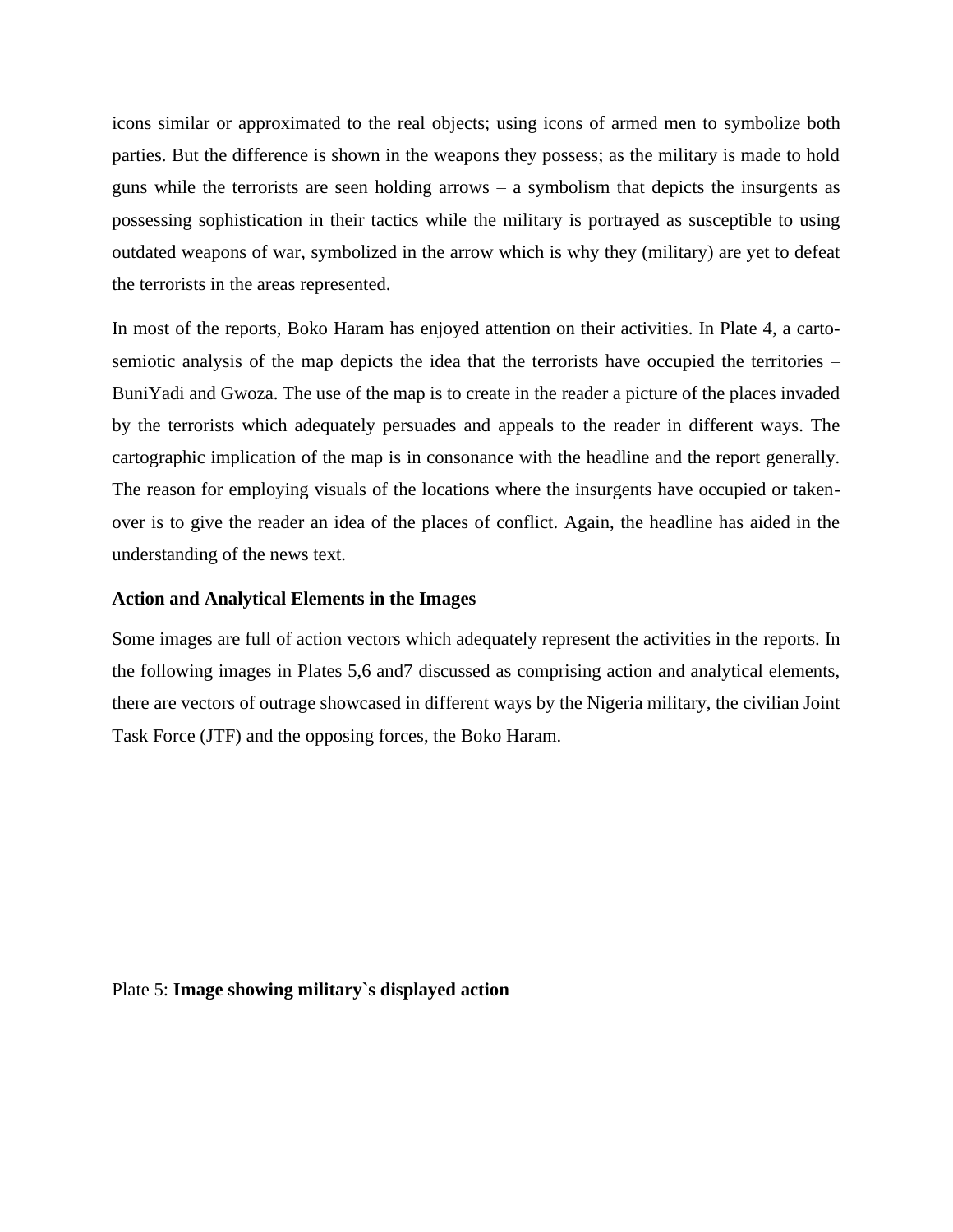icons similar or approximated to the real objects; using icons of armed men to symbolize both parties. But the difference is shown in the weapons they possess; as the military is made to hold guns while the terrorists are seen holding arrows – a symbolism that depicts the insurgents as possessing sophistication in their tactics while the military is portrayed as susceptible to using outdated weapons of war, symbolized in the arrow which is why they (military) are yet to defeat the terrorists in the areas represented.

In most of the reports, Boko Haram has enjoyed attention on their activities. In Plate 4, a carto-semiotic analysis of the map depicts the idea that the terrorists have occupied the territories – BuniYadi and Gwoza. The use of the map is to create in the reader a picture of the places invaded by the terrorists which adequately persuades and appeals to the reader in different ways. The cartographic implication of the map is in consonance with the headline and the report generally. The reason for employing visuals of the locations where the insurgents have occupied or taken-over is to give the reader an idea of the places of conflict. Again, the headline has aided in the understanding of the news text.

**Action and Analytical Elements in the Images**

Some images are full of action vectors which adequately represent the activities in the reports. In the following images in Plates 5,6 and7 discussed as comprising action and analytical elements, there are vectors of outrage showcased in different ways by the Nigeria military, the civilian Joint Task Force (JTF) and the opposing forces, the Boko Haram.

Plate 5: **Image showing military`s displayed action**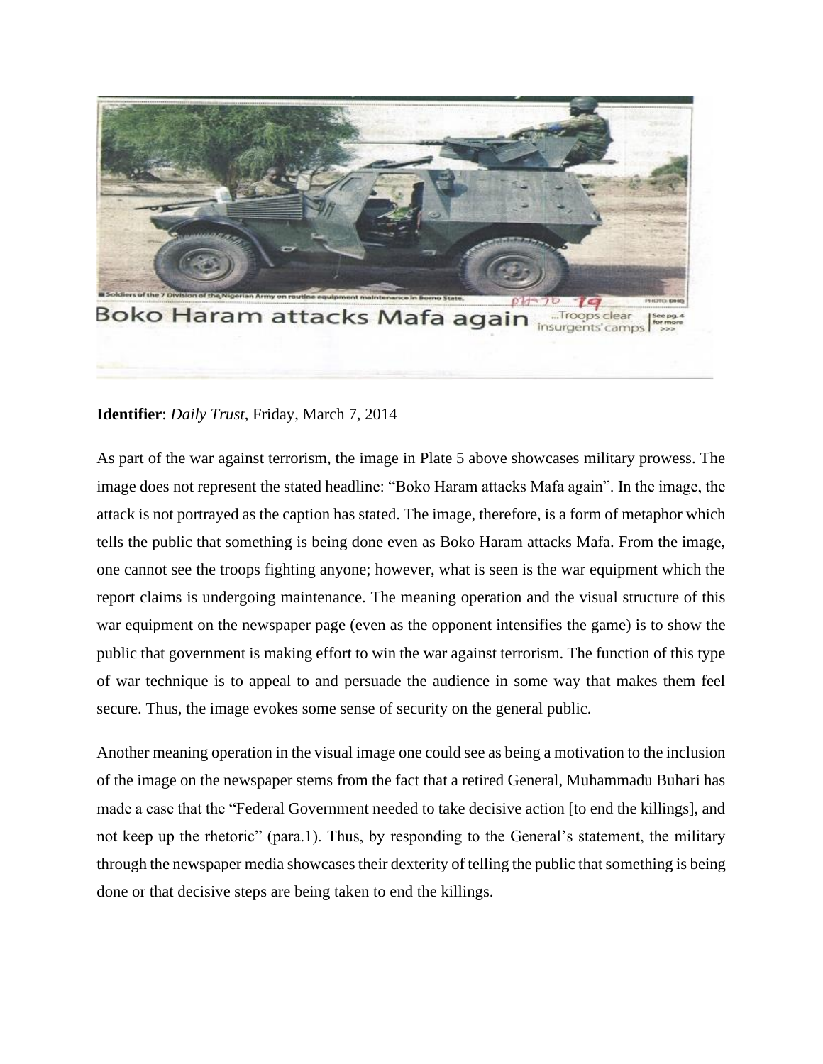**Identifier**: *Daily Trust*, Friday, March 7, 2014

As part of the war against terrorism, the image in Plate 5 above showcases military prowess. The image does not represent the stated headline: "Boko Haram attacks Mafa again". In the image, the attack is not portrayed as the caption has stated. The image, therefore, is a form of metaphor which tells the public that something is being done even as Boko Haram attacks Mafa. From the image, one cannot see the troops fighting anyone; however, what is seen is the war equipment which the report claims is undergoing maintenance. The meaning operation and the visual structure of this war equipment on the newspaper page (even as the opponent intensifies the game) is to show the public that government is making effort to win the war against terrorism. The function of this type of war technique is to appeal to and persuade the audience in some way that makes them feel secure. Thus, the image evokes some sense of security on the general public.

Another meaning operation in the visual image one could see as being a motivation to the inclusion of the image on the newspaper stems from the fact that a retired General, Muhammadu Buhari has made a case that the "Federal Government needed to take decisive action [to end the killings], and not keep up the rhetoric" (para.1). Thus, by responding to the General's statement, the military through the newspaper media showcases their dexterity of telling the public that something is being done or that decisive steps are being taken to end the killings.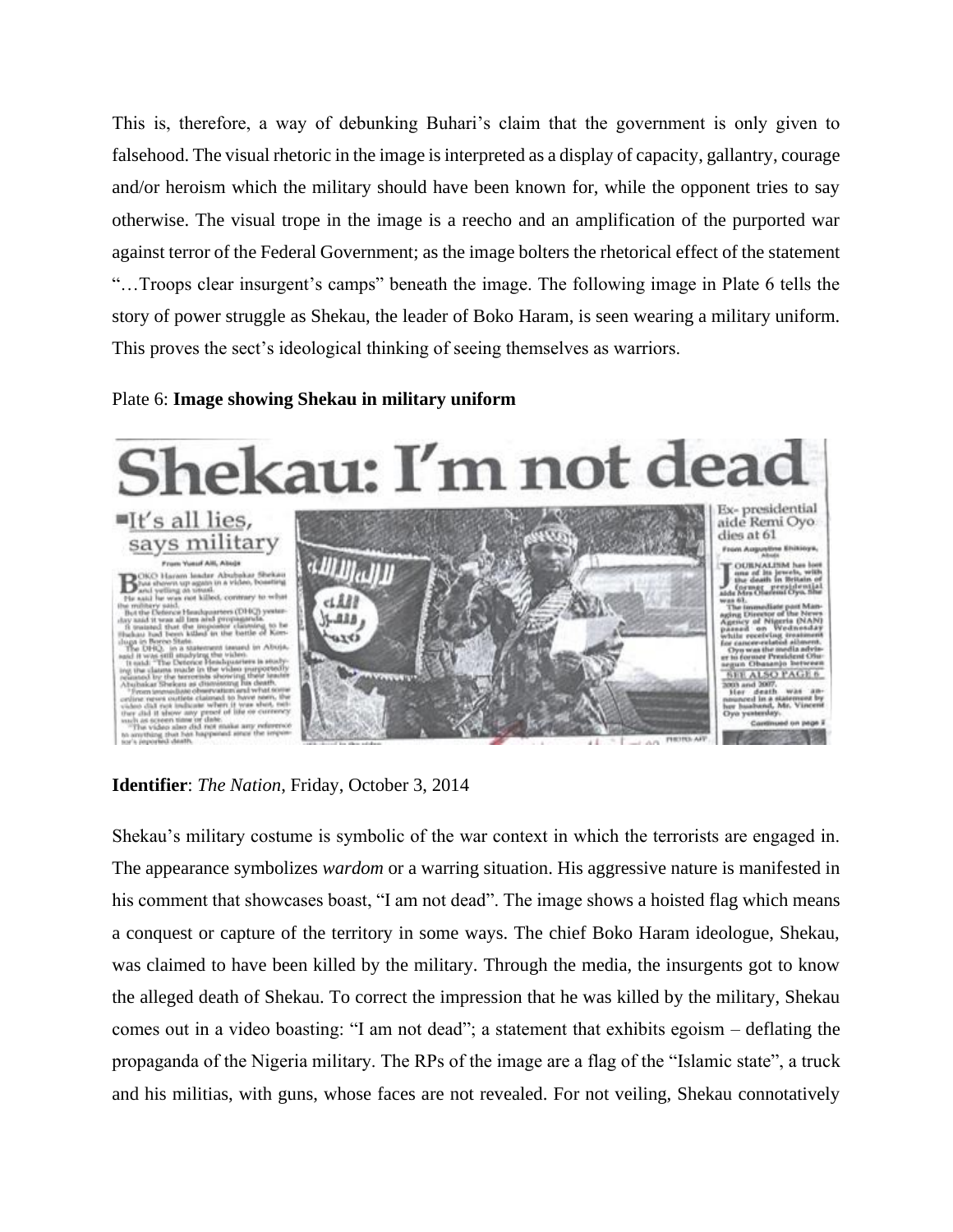This is, therefore, a way of debunking Buhari's claim that the government is only given to falsehood. The visual rhetoric in the image is interpreted as a display of capacity, gallantry, courage and/or heroism which the military should have been known for, while the opponent tries to say otherwise. The visual trope in the image is a reecho and an amplification of the purported war against terror of the Federal Government; as the image bolters the rhetorical effect of the statement "…Troops clear insurgent's camps" beneath the image. The following image in Plate 6 tells the story of power struggle as Shekau, the leader of Boko Haram, is seen wearing a military uniform. This proves the sect's ideological thinking of seeing themselves as warriors.

Plate 6: **Image showing Shekau in military uniform**

**Identifier**: *The Nation*, Friday, October 3, 2014

Shekau's military costume is symbolic of the war context in which the terrorists are engaged in. The appearance symbolizes *wardom* or a warring situation. His aggressive nature is manifested in his comment that showcases boast, "I am not dead". The image shows a hoisted flag which means a conquest or capture of the territory in some ways. The chief Boko Haram ideologue, Shekau, was claimed to have been killed by the military. Through the media, the insurgents got to know the alleged death of Shekau. To correct the impression that he was killed by the military, Shekau comes out in a video boasting: "I am not dead"; a statement that exhibits egoism – deflating the propaganda of the Nigeria military. The RPs of the image are a flag of the "Islamic state", a truck and his militias, with guns, whose faces are not revealed. For not veiling, Shekau connotatively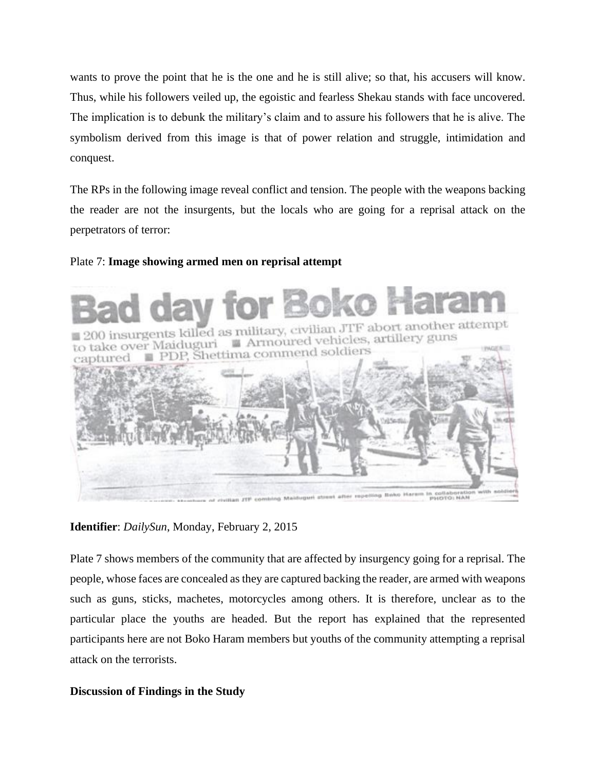wants to prove the point that he is the one and he is still alive; so that, his accusers will know. Thus, while his followers veiled up, the egoistic and fearless Shekau stands with face uncovered. The implication is to debunk the military's claim and to assure his followers that he is alive. The symbolism derived from this image is that of power relation and struggle, intimidation and conquest.

The RPs in the following image reveal conflict and tension. The people with the weapons backing the reader are not the insurgents, but the locals who are going for a reprisal attack on the perpetrators of terror:

Plate 7: **Image showing armed men on reprisal attempt**

**Identifier**: *DailySun*, Monday, February 2, 2015

Plate 7 shows members of the community that are affected by insurgency going for a reprisal. The people, whose faces are concealed as they are captured backing the reader, are armed with weapons such as guns, sticks, machetes, motorcycles among others. It is therefore, unclear as to the particular place the youths are headed. But the report has explained that the represented participants here are not Boko Haram members but youths of the community attempting a reprisal attack on the terrorists.

**Discussion of Findings in the Study**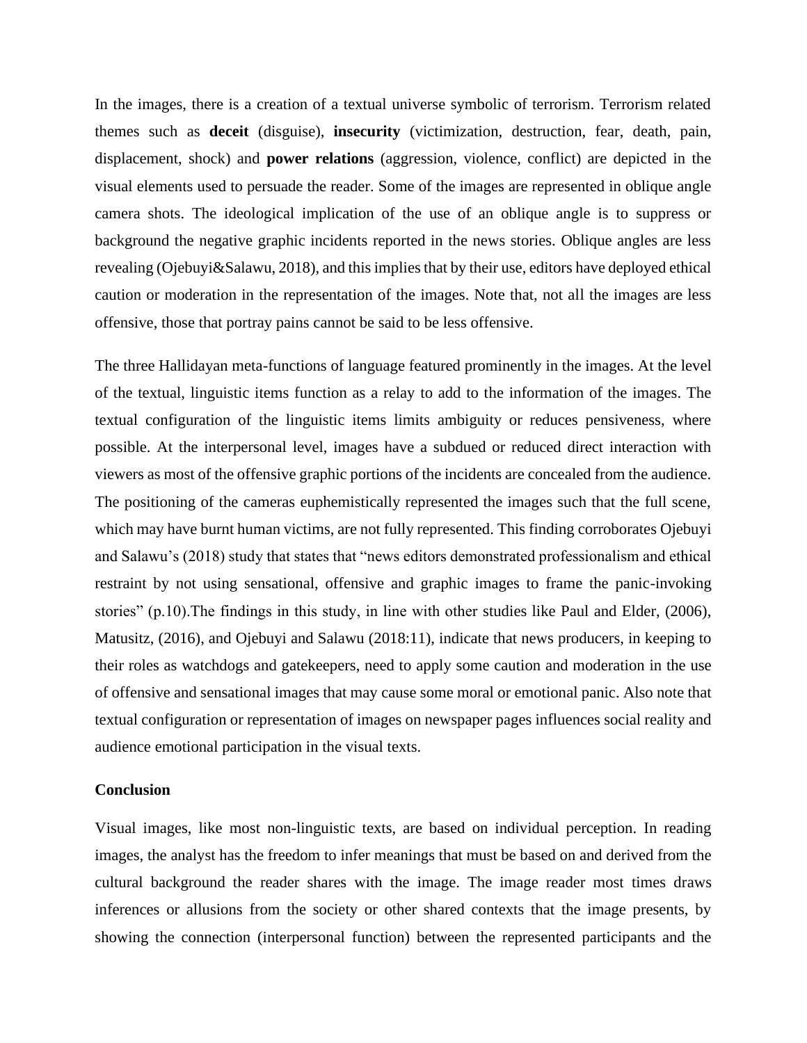In the images, there is a creation of a textual universe symbolic of terrorism. Terrorism related themes such as **deceit** (disguise), **insecurity** (victimization, destruction, fear, death, pain, displacement, shock) and **power relations** (aggression, violence, conflict) are depicted in the visual elements used to persuade the reader. Some of the images are represented in oblique angle camera shots. The ideological implication of the use of an oblique angle is to suppress or background the negative graphic incidents reported in the news stories. Oblique angles are less revealing (Ojebuyi&Salawu, 2018), and this implies that by their use, editors have deployed ethical caution or moderation in the representation of the images. Note that, not all the images are less offensive, those that portray pains cannot be said to be less offensive.

The three Hallidayan meta-functions of language featured prominently in the images. At the level of the textual, linguistic items function as a relay to add to the information of the images. The textual configuration of the linguistic items limits ambiguity or reduces pensiveness, where possible. At the interpersonal level, images have a subdued or reduced direct interaction with viewers as most of the offensive graphic portions of the incidents are concealed from the audience. The positioning of the cameras euphemistically represented the images such that the full scene, which may have burnt human victims, are not fully represented. This finding corroborates Ojebuyi and Salawu's (2018) study that states that "news editors demonstrated professionalism and ethical restraint by not using sensational, offensive and graphic images to frame the panic-invoking stories" (p.10).The findings in this study, in line with other studies like Paul and Elder, (2006), Matusitz, (2016), and Ojebuyi and Salawu (2018:11), indicate that news producers, in keeping to their roles as watchdogs and gatekeepers, need to apply some caution and moderation in the use of offensive and sensational images that may cause some moral or emotional panic. Also note that textual configuration or representation of images on newspaper pages influences social reality and audience emotional participation in the visual texts.

**Conclusion**

Visual images, like most non-linguistic texts, are based on individual perception. In reading images, the analyst has the freedom to infer meanings that must be based on and derived from the cultural background the reader shares with the image. The image reader most times draws inferences or allusions from the society or other shared contexts that the image presents, by showing the connection (interpersonal function) between the represented participants and the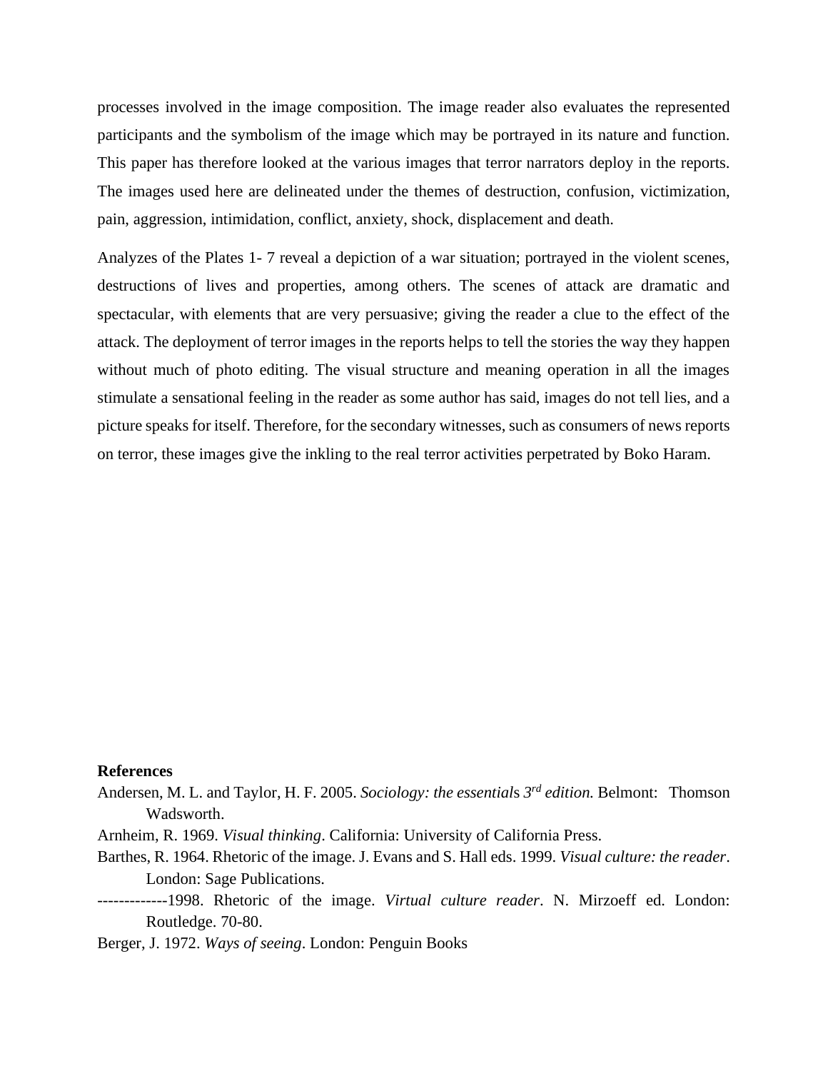processes involved in the image composition. The image reader also evaluates the represented participants and the symbolism of the image which may be portrayed in its nature and function. This paper has therefore looked at the various images that terror narrators deploy in the reports. The images used here are delineated under the themes of destruction, confusion, victimization, pain, aggression, intimidation, conflict, anxiety, shock, displacement and death.

Analyzes of the Plates 1- 7 reveal a depiction of a war situation; portrayed in the violent scenes, destructions of lives and properties, among others. The scenes of attack are dramatic and spectacular, with elements that are very persuasive; giving the reader a clue to the effect of the attack. The deployment of terror images in the reports helps to tell the stories the way they happen without much of photo editing. The visual structure and meaning operation in all the images stimulate a sensational feeling in the reader as some author has said, images do not tell lies, and a picture speaks for itself. Therefore, for the secondary witnesses, such as consumers of news reports on terror, these images give the inkling to the real terror activities perpetrated by Boko Haram.

**References**

Andersen, M. L. and Taylor, H. F. 2005. *Sociology: the essential*s *3rd edition.* Belmont: Thomson Wadsworth.

Arnheim, R. 1969. *Visual thinking*. California: University of California Press.

Barthes, R. 1964. Rhetoric of the image. J. Evans and S. Hall eds. 1999. *Visual culture: the reader*. London: Sage Publications.

-------------1998. Rhetoric of the image. *Virtual culture reader*. N. Mirzoeff ed. London: Routledge. 70-80.

Berger, J. 1972. *Ways of seeing*. London: Penguin Books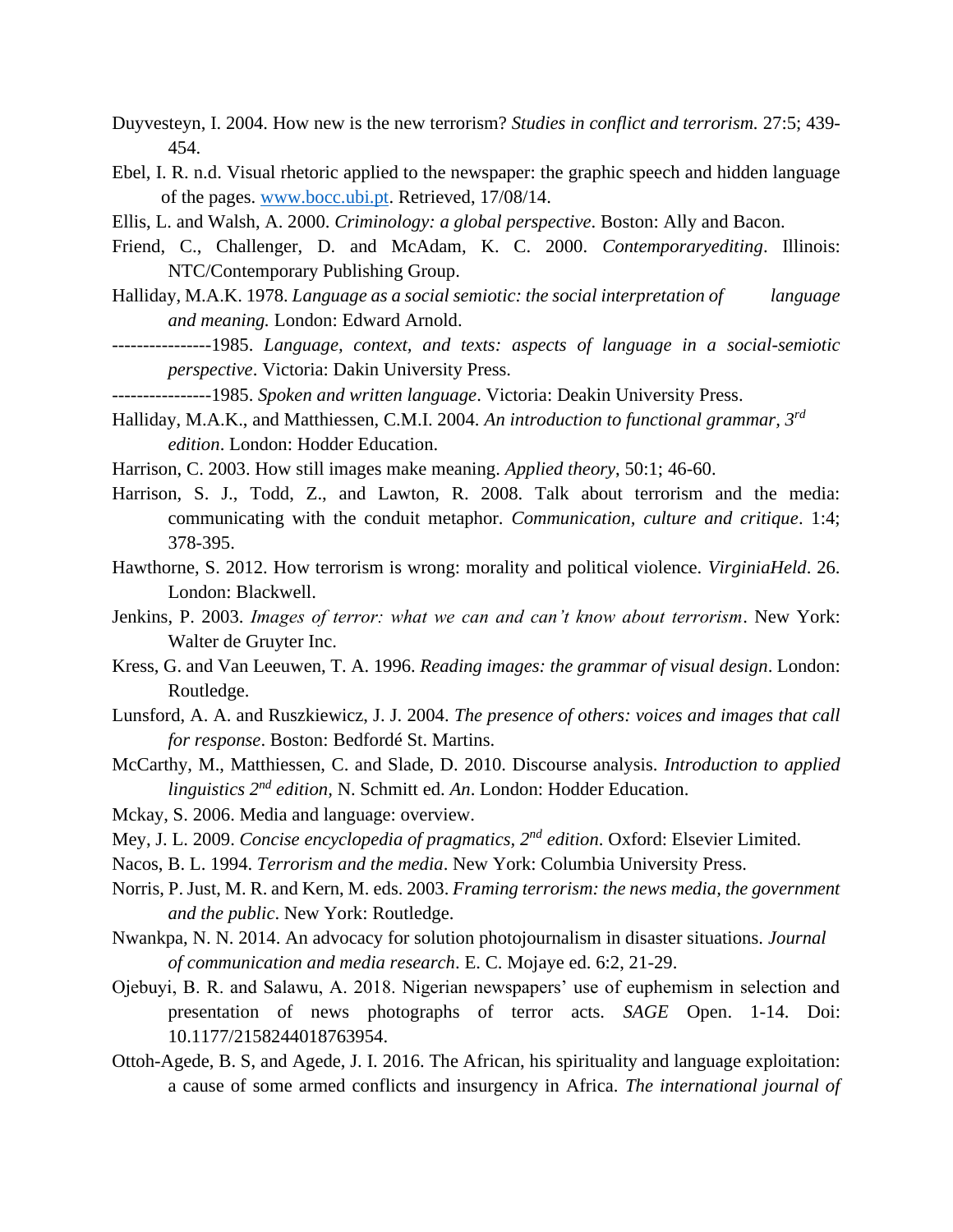Duyvesteyn, I. 2004. How new is the new terrorism? *Studies in conflict and terrorism.* 27:5; 439-454.

Ebel, I. R. n.d. Visual rhetoric applied to the newspaper: the graphic speech and hidden language of the pages. www.bocc.ubi.pt. Retrieved, 17/08/14.

Ellis, L. and Walsh, A. 2000. *Criminology: a global perspective*. Boston: Ally and Bacon.

Friend, C., Challenger, D. and McAdam, K. C. 2000. *Contemporaryediting*. Illinois: NTC/Contemporary Publishing Group.

Halliday, M.A.K. 1978. *Language as a social semiotic: the social interpretation of language and meaning.* London: Edward Arnold.

----------------1985. *Language, context, and texts: aspects of language in a social-semiotic perspective*. Victoria: Dakin University Press.

----------------1985. *Spoken and written language*. Victoria: Deakin University Press.

Halliday, M.A.K., and Matthiessen, C.M.I. 2004. *An introduction to functional grammar, 3rd edition*. London: Hodder Education.

Harrison, C. 2003. How still images make meaning. *Applied theory*, 50:1; 46-60.

Harrison, S. J., Todd, Z., and Lawton, R. 2008. Talk about terrorism and the media: communicating with the conduit metaphor. *Communication, culture and critique*. 1:4; 378-395.

Hawthorne, S. 2012. How terrorism is wrong: morality and political violence. *VirginiaHeld*. 26. London: Blackwell.

Jenkins, P. 2003. *Images of terror: what we can and can't know about terrorism*. New York: Walter de Gruyter Inc.

Kress, G. and Van Leeuwen, T. A. 1996. *Reading images: the grammar of visual design*. London: Routledge.

Lunsford, A. A. and Ruszkiewicz, J. J. 2004. *The presence of others: voices and images that call for response*. Boston: Bedfordé St. Martins.

McCarthy, M., Matthiessen, C. and Slade, D. 2010. Discourse analysis. *Introduction to applied linguistics 2nd edition,* N. Schmitt ed. *An*. London: Hodder Education.

Mckay, S. 2006. Media and language: overview.

Mey, J. L. 2009. *Concise encyclopedia of pragmatics, 2nd edition*. Oxford: Elsevier Limited.

Nacos, B. L. 1994. *Terrorism and the media*. New York: Columbia University Press.

Norris, P. Just, M. R. and Kern, M. eds. 2003. *Framing terrorism: the news media, the government and the public*. New York: Routledge.

Nwankpa, N. N. 2014. An advocacy for solution photojournalism in disaster situations. *Journal of communication and media research*. E. C. Mojaye ed. 6:2, 21-29.

Ojebuyi, B. R. and Salawu, A. 2018. Nigerian newspapers' use of euphemism in selection and presentation of news photographs of terror acts. *SAGE* Open. 1-14. Doi: 10.1177/2158244018763954.

Ottoh-Agede, B. S, and Agede, J. I. 2016. The African, his spirituality and language exploitation: a cause of some armed conflicts and insurgency in Africa. *The international journal of*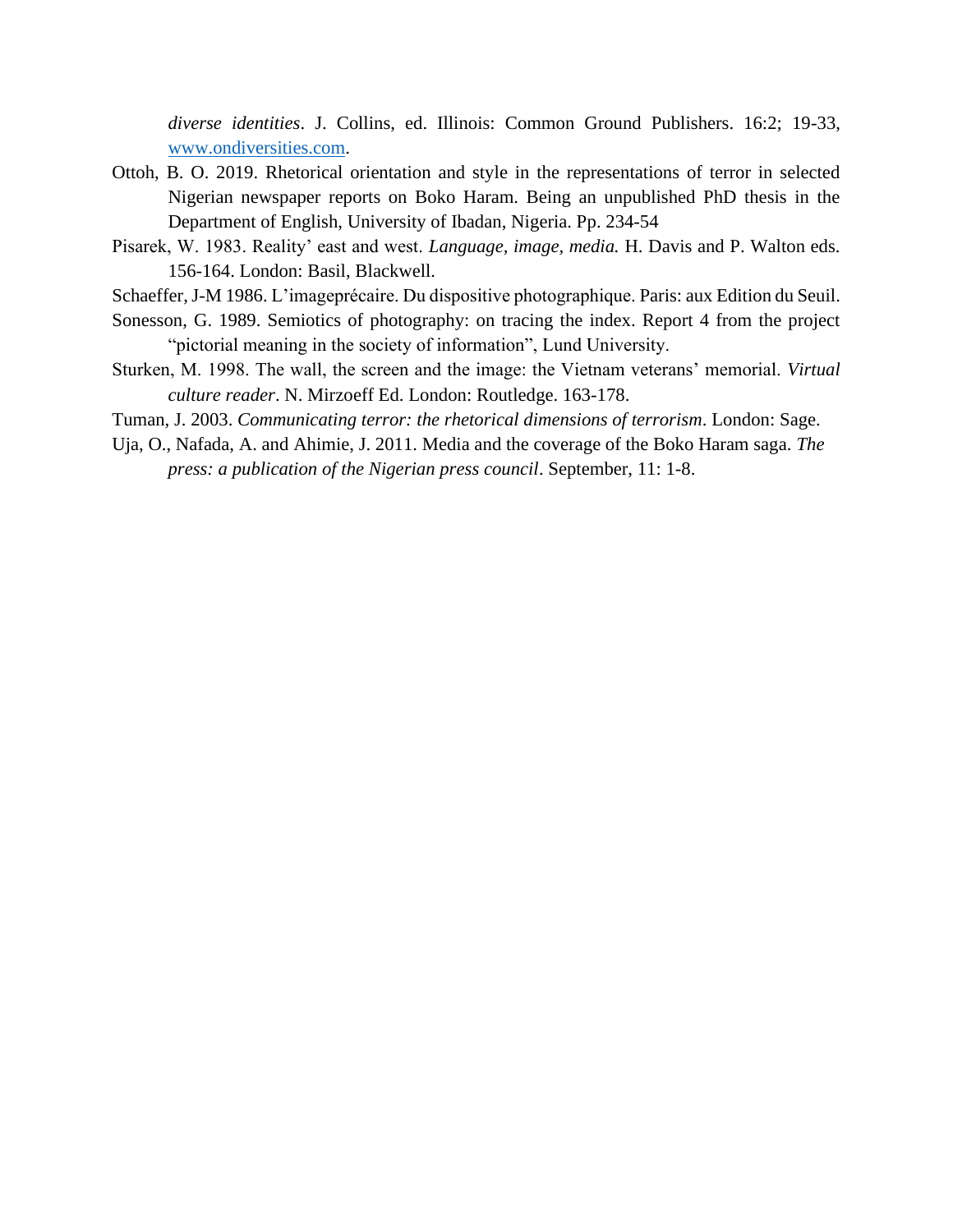*diverse identities*. J. Collins, ed. Illinois: Common Ground Publishers. 16:2; 19-33, www.ondiversities.com.

Ottoh, B. O. 2019. Rhetorical orientation and style in the representations of terror in selected Nigerian newspaper reports on Boko Haram. Being an unpublished PhD thesis in the Department of English, University of Ibadan, Nigeria. Pp. 234-54

Pisarek, W. 1983. Reality' east and west. *Language, image, media.* H. Davis and P. Walton eds. 156-164. London: Basil, Blackwell.

Schaeffer, J-M 1986. L'imageprécaire. Du dispositive photographique. Paris: aux Edition du Seuil.

Sonesson, G. 1989. Semiotics of photography: on tracing the index. Report 4 from the project "pictorial meaning in the society of information", Lund University.

Sturken, M. 1998. The wall, the screen and the image: the Vietnam veterans' memorial. *Virtual culture reader*. N. Mirzoeff Ed. London: Routledge. 163-178.

Tuman, J. 2003. *Communicating terror: the rhetorical dimensions of terrorism*. London: Sage.

Uja, O., Nafada, A. and Ahimie, J. 2011. Media and the coverage of the Boko Haram saga. *The press: a publication of the Nigerian press council*. September, 11: 1-8.